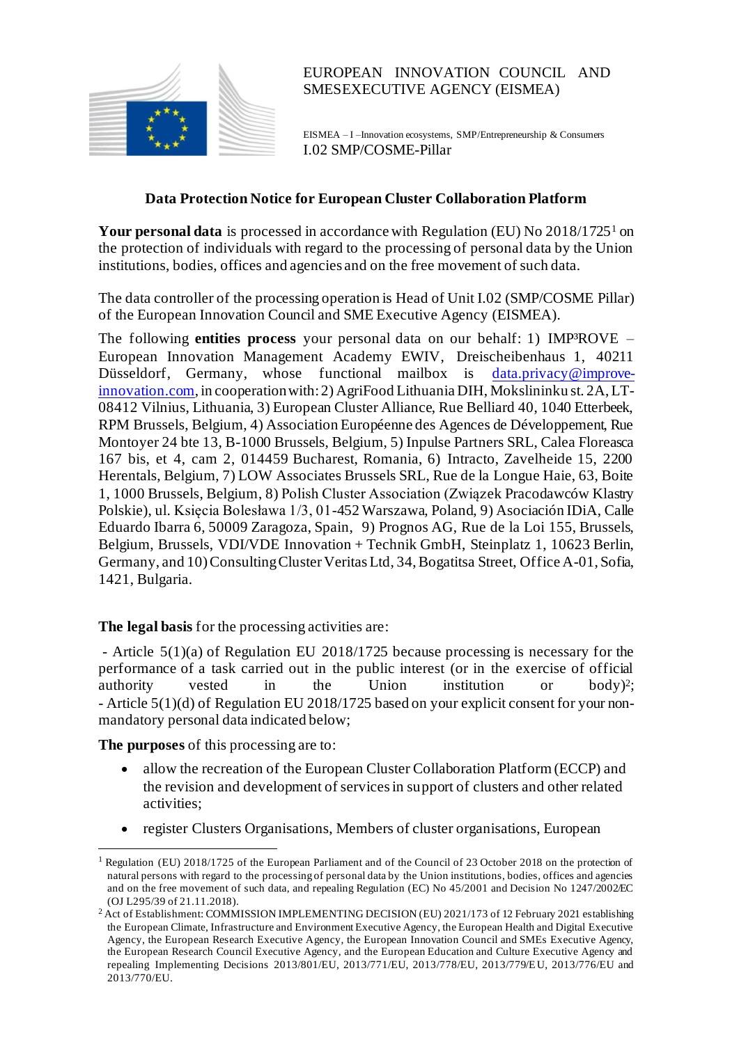EUROPEAN INNOVATION COUNCIL AND SMESEXECUTIVE AGENCY (EISMEA)

EISMEA – I –Innovation ecosystems, SMP/Entrepreneurship & Consumers
I.02 SMP/COSME-Pillar

## Data Protection Notice for European Cluster Collaboration Platform

**Your personal data** is processed in accordance with Regulation (EU) No 2018/1725[1] on the protection of individuals with regard to the processing of personal data by the Union institutions, bodies, offices and agencies and on the free movement of such data.

The data controller of the processing operation is Head of Unit I.02 (SMP/COSME Pillar) of the European Innovation Council and SME Executive Agency (EISMEA).

The following **entities process** your personal data on our behalf: 1) IMP³ROVE – European Innovation Management Academy EWIV, Dreischeibenhaus 1, 40211 Düsseldorf, Germany, whose functional mailbox is data.privacy@improve-innovation.com, in cooperation with: 2) AgriFood Lithuania DIH, Mokslininku st. 2A, LT-08412 Vilnius, Lithuania, 3) European Cluster Alliance, Rue Belliard 40, 1040 Etterbeek, RPM Brussels, Belgium, 4) Association Européenne des Agences de Développement, Rue Montoyer 24 bte 13, B-1000 Brussels, Belgium, 5) Inpulse Partners SRL, Calea Floreasca 167 bis, et 4, cam 2, 014459 Bucharest, Romania, 6) Intracto, Zavelheide 15, 2200 Herentals, Belgium, 7) LOW Associates Brussels SRL, Rue de la Longue Haie, 63, Boite 1, 1000 Brussels, Belgium, 8) Polish Cluster Association (Związek Pracodawców Klastry Polskie), ul. Księcia Bolesława 1/3, 01-452 Warszawa, Poland, 9) Asociación IDiA, Calle Eduardo Ibarra 6, 50009 Zaragoza, Spain, 9) Prognos AG, Rue de la Loi 155, Brussels, Belgium, Brussels, VDI/VDE Innovation + Technik GmbH, Steinplatz 1, 10623 Berlin, Germany, and 10) Consulting Cluster Veritas Ltd, 34, Bogatitsa Street, Office A-01, Sofia, 1421, Bulgaria.

**The legal basis** for the processing activities are:

- Article 5(1)(a) of Regulation EU 2018/1725 because processing is necessary for the performance of a task carried out in the public interest (or in the exercise of official authority vested in the Union institution or body)[2];
- Article 5(1)(d) of Regulation EU 2018/1725 based on your explicit consent for your non-mandatory personal data indicated below;

**The purposes** of this processing are to:

- allow the recreation of the European Cluster Collaboration Platform (ECCP) and the revision and development of services in support of clusters and other related activities;
- register Clusters Organisations, Members of cluster organisations, European

---

[1] Regulation (EU) 2018/1725 of the European Parliament and of the Council of 23 October 2018 on the protection of natural persons with regard to the processing of personal data by the Union institutions, bodies, offices and agencies and on the free movement of such data, and repealing Regulation (EC) No 45/2001 and Decision No 1247/2002/EC (OJ L295/39 of 21.11.2018).

[2] Act of Establishment: COMMISSION IMPLEMENTING DECISION (EU) 2021/173 of 12 February 2021 establishing the European Climate, Infrastructure and Environment Executive Agency, the European Health and Digital Executive Agency, the European Research Executive Agency, the European Innovation Council and SMEs Executive Agency, the European Research Council Executive Agency, and the European Education and Culture Executive Agency and repealing Implementing Decisions 2013/801/EU, 2013/771/EU, 2013/778/EU, 2013/779/EU, 2013/776/EU and 2013/770/EU.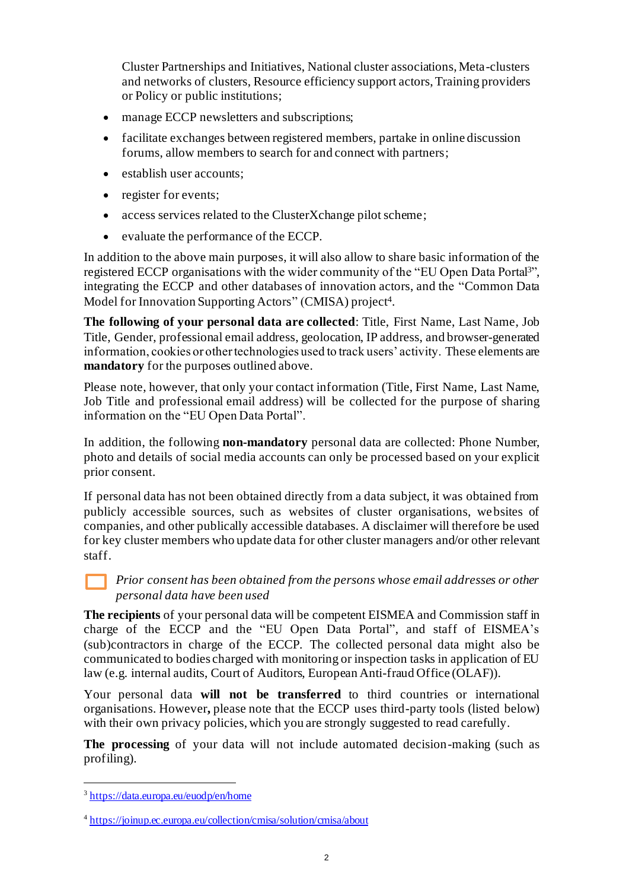Cluster Partnerships and Initiatives, National cluster associations, Meta-clusters and networks of clusters, Resource efficiency support actors, Training providers or Policy or public institutions;

- manage ECCP newsletters and subscriptions;
- facilitate exchanges between registered members, partake in online discussion forums, allow members to search for and connect with partners;
- establish user accounts;
- register for events;
- access services related to the ClusterXchange pilot scheme;
- evaluate the performance of the ECCP.

In addition to the above main purposes, it will also allow to share basic information of the registered ECCP organisations with the wider community of the "EU Open Data Portal[3]", integrating the ECCP and other databases of innovation actors, and the "Common Data Model for Innovation Supporting Actors" (CMISA) project[4].

**The following of your personal data are collected**: Title, First Name, Last Name, Job Title, Gender, professional email address, geolocation, IP address, and browser-generated information, cookies or other technologies used to track users' activity. These elements are **mandatory** for the purposes outlined above.

Please note, however, that only your contact information (Title, First Name, Last Name, Job Title and professional email address) will be collected for the purpose of sharing information on the "EU Open Data Portal".

In addition, the following **non-mandatory** personal data are collected: Phone Number, photo and details of social media accounts can only be processed based on your explicit prior consent.

If personal data has not been obtained directly from a data subject, it was obtained from publicly accessible sources, such as websites of cluster organisations, websites of companies, and other publically accessible databases. A disclaimer will therefore be used for key cluster members who update data for other cluster managers and/or other relevant staff.

☐ *Prior consent has been obtained from the persons whose email addresses or other personal data have been used*

**The recipients** of your personal data will be competent EISMEA and Commission staff in charge of the ECCP and the "EU Open Data Portal", and staff of EISMEA's (sub)contractors in charge of the ECCP. The collected personal data might also be communicated to bodies charged with monitoring or inspection tasks in application of EU law (e.g. internal audits, Court of Auditors, European Anti-fraud Office (OLAF)).

Your personal data **will not be transferred** to third countries or international organisations. However**,** please note that the ECCP uses third-party tools (listed below) with their own privacy policies, which you are strongly suggested to read carefully.

**The processing** of your data will not include automated decision-making (such as profiling).

---

[3] https://data.europa.eu/euodp/en/home

[4] https://joinup.ec.europa.eu/collection/cmisa/solution/cmisa/about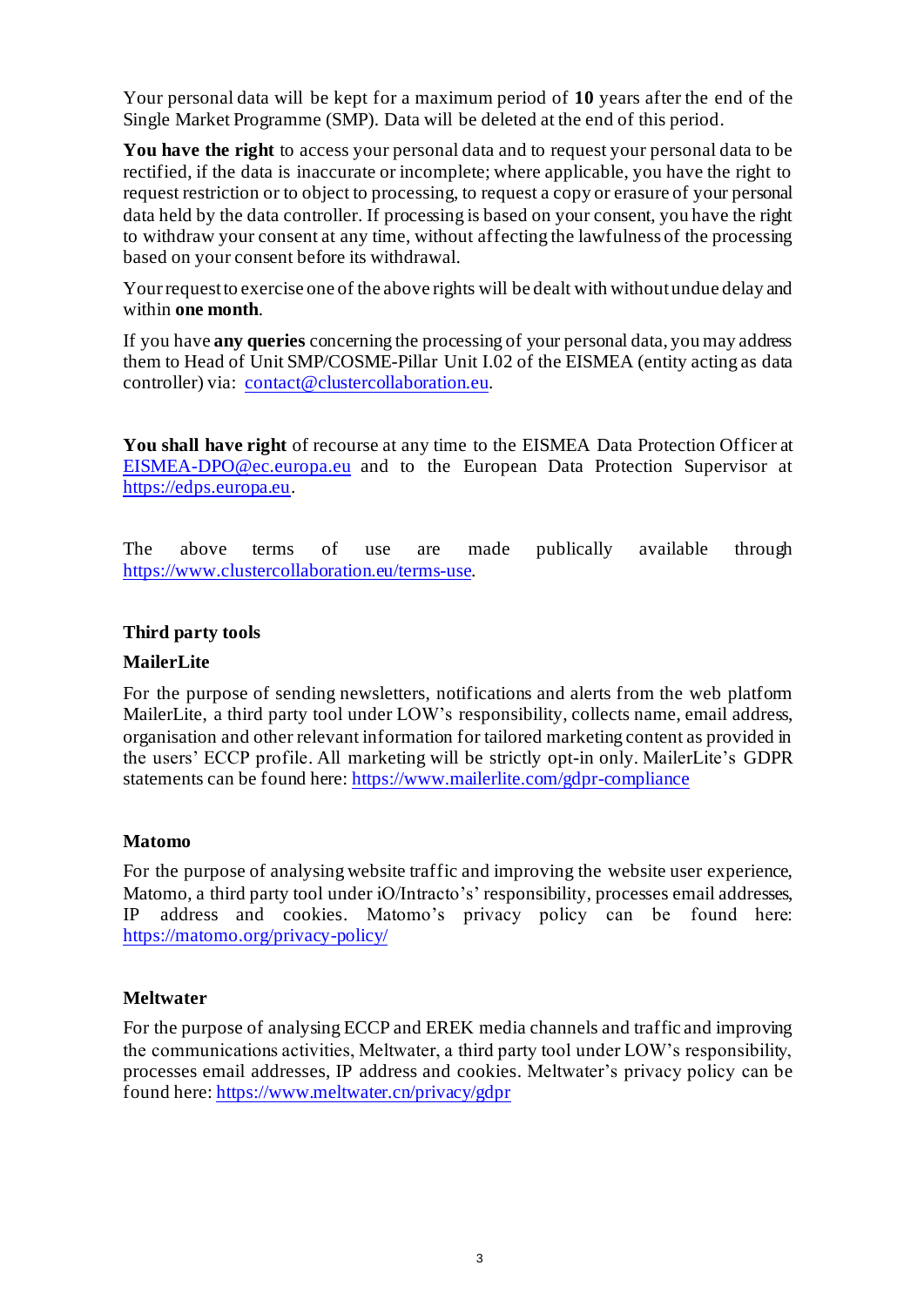Your personal data will be kept for a maximum period of **10** years after the end of the Single Market Programme (SMP). Data will be deleted at the end of this period.

**You have the right** to access your personal data and to request your personal data to be rectified, if the data is inaccurate or incomplete; where applicable, you have the right to request restriction or to object to processing, to request a copy or erasure of your personal data held by the data controller. If processing is based on your consent, you have the right to withdraw your consent at any time, without affecting the lawfulness of the processing based on your consent before its withdrawal.

Your request to exercise one of the above rights will be dealt with without undue delay and within **one month**.

If you have **any queries** concerning the processing of your personal data, you may address them to Head of Unit SMP/COSME-Pillar Unit I.02 of the EISMEA (entity acting as data controller) via: contact@clustercollaboration.eu.

**You shall have right** of recourse at any time to the EISMEA Data Protection Officer at EISMEA-DPO@ec.europa.eu and to the European Data Protection Supervisor at https://edps.europa.eu.

The above terms of use are made publically available through https://www.clustercollaboration.eu/terms-use.

**Third party tools**

**MailerLite**

For the purpose of sending newsletters, notifications and alerts from the web platform MailerLite, a third party tool under LOW's responsibility, collects name, email address, organisation and other relevant information for tailored marketing content as provided in the users' ECCP profile. All marketing will be strictly opt-in only. MailerLite's GDPR statements can be found here: https://www.mailerlite.com/gdpr-compliance

**Matomo**

For the purpose of analysing website traffic and improving the website user experience, Matomo, a third party tool under iO/Intracto's' responsibility, processes email addresses, IP address and cookies. Matomo's privacy policy can be found here: https://matomo.org/privacy-policy/

**Meltwater**

For the purpose of analysing ECCP and EREK media channels and traffic and improving the communications activities, Meltwater, a third party tool under LOW's responsibility, processes email addresses, IP address and cookies. Meltwater's privacy policy can be found here: https://www.meltwater.cn/privacy/gdpr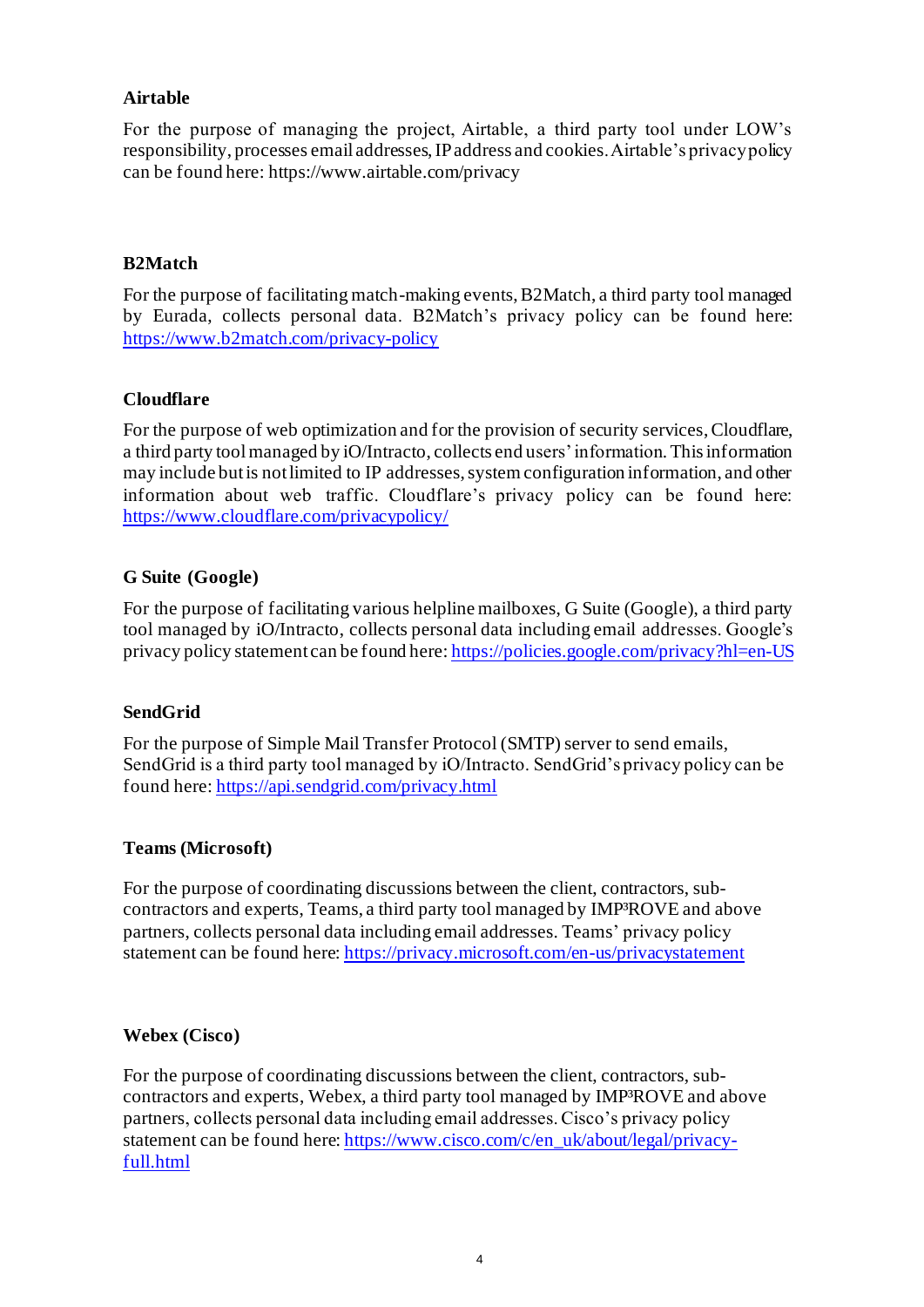**Airtable**

For the purpose of managing the project, Airtable, a third party tool under LOW's responsibility, processes email addresses, IP address and cookies. Airtable's privacy policy can be found here: https://www.airtable.com/privacy

**B2Match**

For the purpose of facilitating match-making events, B2Match, a third party tool managed by Eurada, collects personal data. B2Match's privacy policy can be found here: https://www.b2match.com/privacy-policy

**Cloudflare**

For the purpose of web optimization and for the provision of security services, Cloudflare, a third party tool managed by iO/Intracto, collects end users' information. This information may include but is not limited to IP addresses, system configuration information, and other information about web traffic. Cloudflare's privacy policy can be found here: https://www.cloudflare.com/privacypolicy/

**G Suite (Google)**

For the purpose of facilitating various helpline mailboxes, G Suite (Google), a third party tool managed by iO/Intracto, collects personal data including email addresses. Google's privacy policy statement can be found here: https://policies.google.com/privacy?hl=en-US

**SendGrid**

For the purpose of Simple Mail Transfer Protocol (SMTP) server to send emails, SendGrid is a third party tool managed by iO/Intracto. SendGrid's privacy policy can be found here: https://api.sendgrid.com/privacy.html

**Teams (Microsoft)**

For the purpose of coordinating discussions between the client, contractors, sub-contractors and experts, Teams, a third party tool managed by IMP³ROVE and above partners, collects personal data including email addresses. Teams' privacy policy statement can be found here: https://privacy.microsoft.com/en-us/privacystatement

**Webex (Cisco)**

For the purpose of coordinating discussions between the client, contractors, sub-contractors and experts, Webex, a third party tool managed by IMP³ROVE and above partners, collects personal data including email addresses. Cisco's privacy policy statement can be found here: https://www.cisco.com/c/en_uk/about/legal/privacy-full.html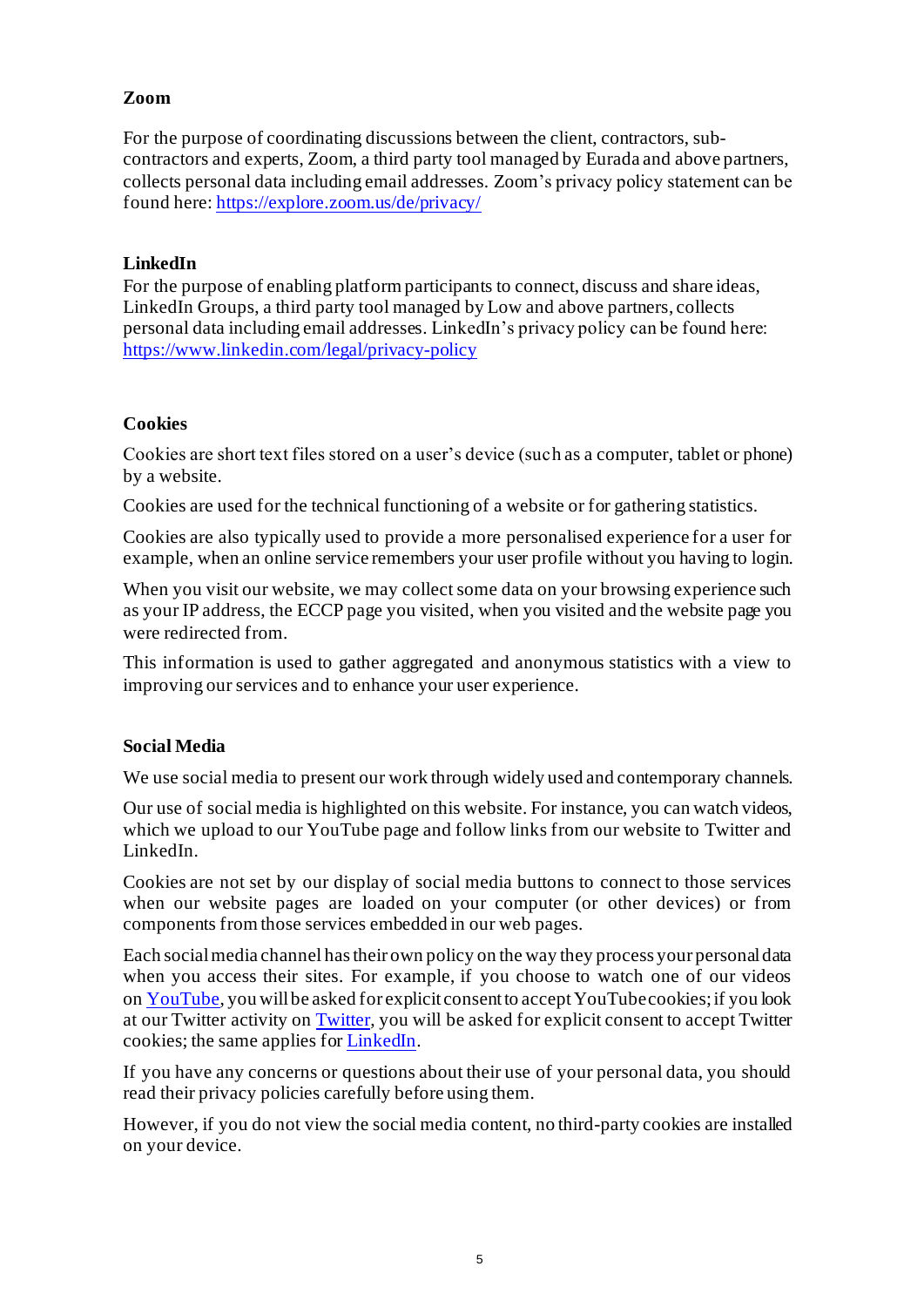**Zoom**

For the purpose of coordinating discussions between the client, contractors, sub-contractors and experts, Zoom, a third party tool managed by Eurada and above partners, collects personal data including email addresses. Zoom's privacy policy statement can be found here: https://explore.zoom.us/de/privacy/

**LinkedIn**

For the purpose of enabling platform participants to connect, discuss and share ideas, LinkedIn Groups, a third party tool managed by Low and above partners, collects personal data including email addresses. LinkedIn's privacy policy can be found here: https://www.linkedin.com/legal/privacy-policy

**Cookies**

Cookies are short text files stored on a user's device (such as a computer, tablet or phone) by a website.

Cookies are used for the technical functioning of a website or for gathering statistics.

Cookies are also typically used to provide a more personalised experience for a user for example, when an online service remembers your user profile without you having to login.

When you visit our website, we may collect some data on your browsing experience such as your IP address, the ECCP page you visited, when you visited and the website page you were redirected from.

This information is used to gather aggregated and anonymous statistics with a view to improving our services and to enhance your user experience.

**Social Media**

We use social media to present our work through widely used and contemporary channels.

Our use of social media is highlighted on this website. For instance, you can watch videos, which we upload to our YouTube page and follow links from our website to Twitter and LinkedIn.

Cookies are not set by our display of social media buttons to connect to those services when our website pages are loaded on your computer (or other devices) or from components from those services embedded in our web pages.

Each social media channel has their own policy on the way they process your personal data when you access their sites. For example, if you choose to watch one of our videos on YouTube, you will be asked for explicit consent to accept YouTube cookies; if you look at our Twitter activity on Twitter, you will be asked for explicit consent to accept Twitter cookies; the same applies for LinkedIn.

If you have any concerns or questions about their use of your personal data, you should read their privacy policies carefully before using them.

However, if you do not view the social media content, no third-party cookies are installed on your device.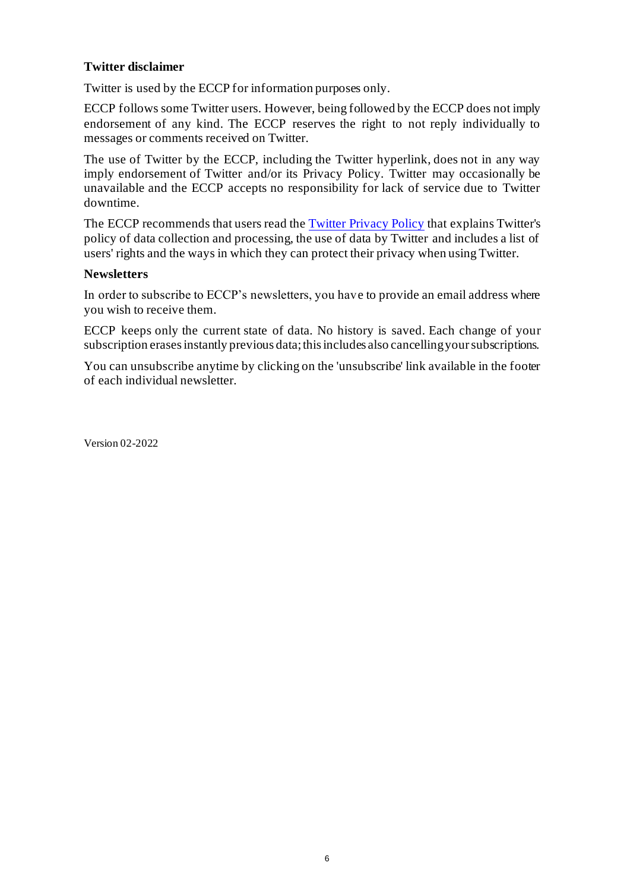**Twitter disclaimer**

Twitter is used by the ECCP for information purposes only.

ECCP follows some Twitter users. However, being followed by the ECCP does not imply endorsement of any kind. The ECCP reserves the right to not reply individually to messages or comments received on Twitter.

The use of Twitter by the ECCP, including the Twitter hyperlink, does not in any way imply endorsement of Twitter and/or its Privacy Policy. Twitter may occasionally be unavailable and the ECCP accepts no responsibility for lack of service due to Twitter downtime.

The ECCP recommends that users read the Twitter Privacy Policy that explains Twitter's policy of data collection and processing, the use of data by Twitter and includes a list of users' rights and the ways in which they can protect their privacy when using Twitter.

**Newsletters**

In order to subscribe to ECCP's newsletters, you have to provide an email address where you wish to receive them.

ECCP keeps only the current state of data. No history is saved. Each change of your subscription erases instantly previous data; this includes also cancelling your subscriptions.

You can unsubscribe anytime by clicking on the 'unsubscribe' link available in the footer of each individual newsletter.

Version 02-2022